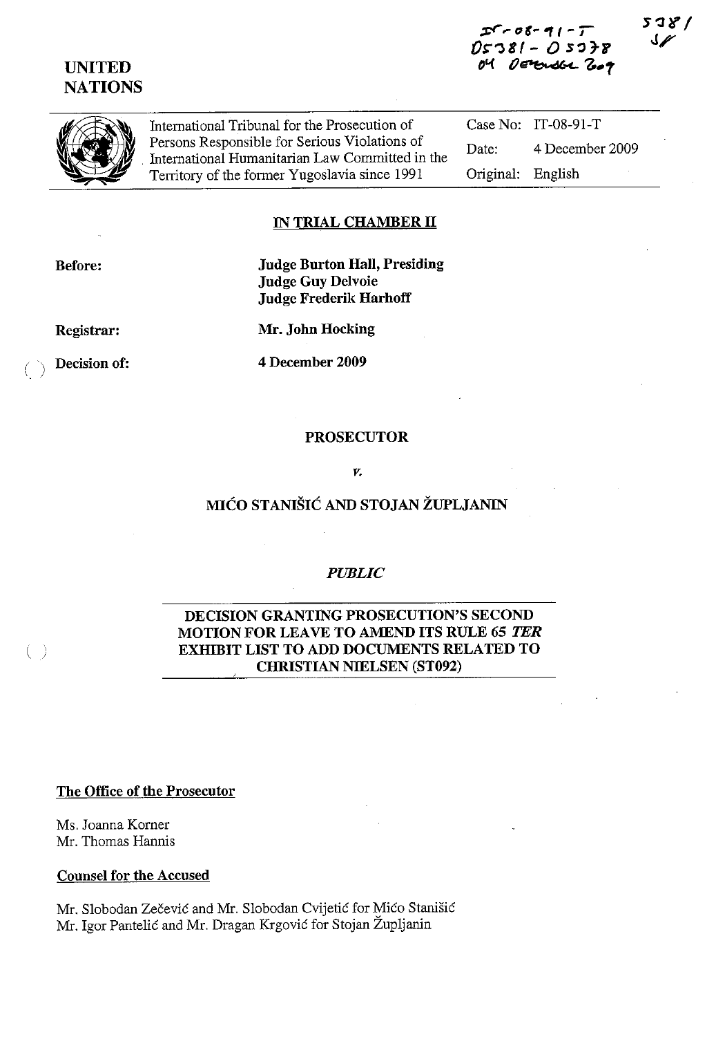IT-08-91-T
D5381 - D5378
04 December 2009

5381
SF

**UNITED NATIONS**

| International Tribunal for the Prosecution of Persons Responsible for Serious Violations of International Humanitarian Law Committed in the Territory of the former Yugoslavia since 1991 | Case No: | IT-08-91-T |
|---|---|---|
| | Date: | 4 December 2009 |
| | Original: | English |

## IN TRIAL CHAMBER II

**Before:** **Judge Burton Hall, Presiding**
**Judge Guy Delvoie**
**Judge Frederik Harhoff**

**Registrar:** **Mr. John Hocking**

**Decision of:** **4 December 2009**

**PROSECUTOR**

*v.*

**MIĆO STANIŠIĆ AND STOJAN ŽUPLJANIN**

***PUBLIC***

**DECISION GRANTING PROSECUTION'S SECOND MOTION FOR LEAVE TO AMEND ITS RULE 65 *TER* EXHIBIT LIST TO ADD DOCUMENTS RELATED TO CHRISTIAN NIELSEN (ST092)**

**The Office of the Prosecutor**

Ms. Joanna Korner
Mr. Thomas Hannis

**Counsel for the Accused**

Mr. Slobodan Zečević and Mr. Slobodan Cvijetić for Mićo Stanišić
Mr. Igor Pantelić and Mr. Dragan Krgović for Stojan Župljanin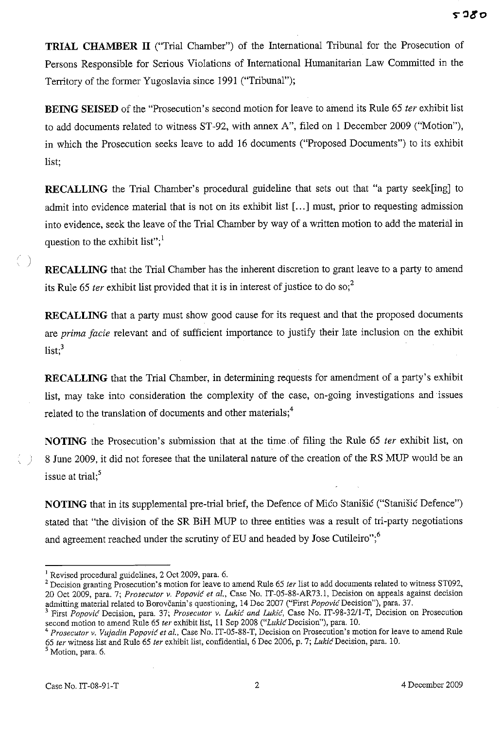**TRIAL CHAMBER II** ("Trial Chamber") of the International Tribunal for the Prosecution of Persons Responsible for Serious Violations of International Humanitarian Law Committed in the Territory of the former Yugoslavia since 1991 ("Tribunal");

**BEING SEISED** of the "Prosecution's second motion for leave to amend its Rule 65 *ter* exhibit list to add documents related to witness ST-92, with annex A", filed on 1 December 2009 ("Motion"), in which the Prosecution seeks leave to add 16 documents ("Proposed Documents") to its exhibit list;

**RECALLING** the Trial Chamber's procedural guideline that sets out that "a party seek[ing] to admit into evidence material that is not on its exhibit list [...] must, prior to requesting admission into evidence, seek the leave of the Trial Chamber by way of a written motion to add the material in question to the exhibit list";[1]

**RECALLING** that the Trial Chamber has the inherent discretion to grant leave to a party to amend its Rule 65 *ter* exhibit list provided that it is in interest of justice to do so;[2]

**RECALLING** that a party must show good cause for its request and that the proposed documents are *prima facie* relevant and of sufficient importance to justify their late inclusion on the exhibit list;[3]

**RECALLING** that the Trial Chamber, in determining requests for amendment of a party's exhibit list, may take into consideration the complexity of the case, on-going investigations and issues related to the translation of documents and other materials;[4]

**NOTING** the Prosecution's submission that at the time of filing the Rule 65 *ter* exhibit list, on 8 June 2009, it did not foresee that the unilateral nature of the creation of the RS MUP would be an issue at trial;[5]

**NOTING** that in its supplemental pre-trial brief, the Defence of Mićo Stanišić ("Stanišić Defence") stated that "the division of the SR BiH MUP to three entities was a result of tri-party negotiations and agreement reached under the scrutiny of EU and headed by Jose Cutileiro";[6]

---

[1] Revised procedural guidelines, 2 Oct 2009, para. 6.

[2] Decision granting Prosecution's motion for leave to amend Rule 65 *ter* list to add documents related to witness ST092, 20 Oct 2009, para. 7; *Prosecutor v. Popović et al.*, Case No. IT-05-88-AR73.1, Decision on appeals against decision admitting material related to Borovčanin's questioning, 14 Dec 2007 ("First *Popović* Decision"), para. 37.

[3] First *Popović* Decision, para. 37; *Prosecutor v. Lukić and Lukić*, Case No. IT-98-32/1-T, Decision on Prosecution second motion to amend Rule 65 *ter* exhibit list, 11 Sep 2008 ("*Lukić* Decision"), para. 10.

[4] *Prosecutor v. Vujadin Popović et al.*, Case No. IT-05-88-T, Decision on Prosecution's motion for leave to amend Rule 65 *ter* witness list and Rule 65 *ter* exhibit list, confidential, 6 Dec 2006, p. 7; *Lukić* Decision, para. 10.

[5] Motion, para. 6.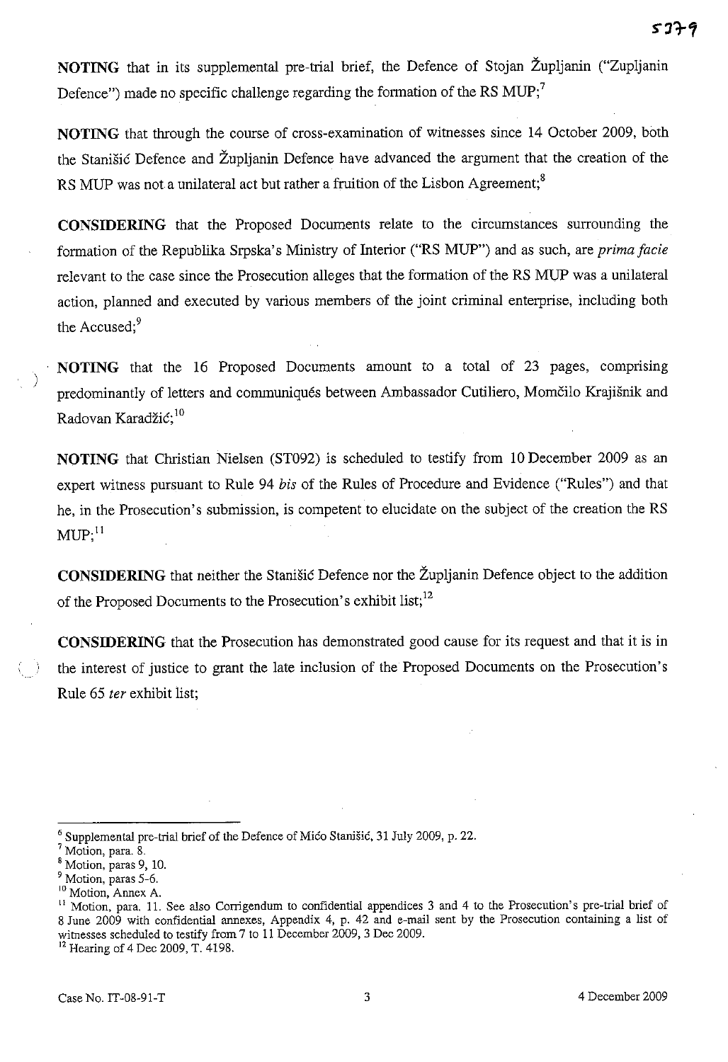**NOTING** that in its supplemental pre-trial brief, the Defence of Stojan Župljanin ("Zupljanin Defence") made no specific challenge regarding the formation of the RS MUP;[7]

**NOTING** that through the course of cross-examination of witnesses since 14 October 2009, both the Stanišić Defence and Župljanin Defence have advanced the argument that the creation of the RS MUP was not a unilateral act but rather a fruition of the Lisbon Agreement;[8]

**CONSIDERING** that the Proposed Documents relate to the circumstances surrounding the formation of the Republika Srpska's Ministry of Interior ("RS MUP") and as such, are *prima facie* relevant to the case since the Prosecution alleges that the formation of the RS MUP was a unilateral action, planned and executed by various members of the joint criminal enterprise, including both the Accused;[9]

**NOTING** that the 16 Proposed Documents amount to a total of 23 pages, comprising predominantly of letters and communiqués between Ambassador Cutiliero, Momčilo Krajišnik and Radovan Karadžić;[10]

**NOTING** that Christian Nielsen (ST092) is scheduled to testify from 10 December 2009 as an expert witness pursuant to Rule 94 *bis* of the Rules of Procedure and Evidence ("Rules") and that he, in the Prosecution's submission, is competent to elucidate on the subject of the creation the RS MUP;[11]

**CONSIDERING** that neither the Stanišić Defence nor the Župljanin Defence object to the addition of the Proposed Documents to the Prosecution's exhibit list;[12]

**CONSIDERING** that the Prosecution has demonstrated good cause for its request and that it is in the interest of justice to grant the late inclusion of the Proposed Documents on the Prosecution's Rule 65 *ter* exhibit list;

---

[6] Supplemental pre-trial brief of the Defence of Mićo Stanišić, 31 July 2009, p. 22.

[7] Motion, para. 8.

[8] Motion, paras 9, 10.

[9] Motion, paras 5-6.

[10] Motion, Annex A.

[11] Motion, para. 11. See also Corrigendum to confidential appendices 3 and 4 to the Prosecution's pre-trial brief of 8 June 2009 with confidential annexes, Appendix 4, p. 42 and e-mail sent by the Prosecution containing a list of witnesses scheduled to testify from 7 to 11 December 2009, 3 Dec 2009.

[12] Hearing of 4 Dec 2009, T. 4198.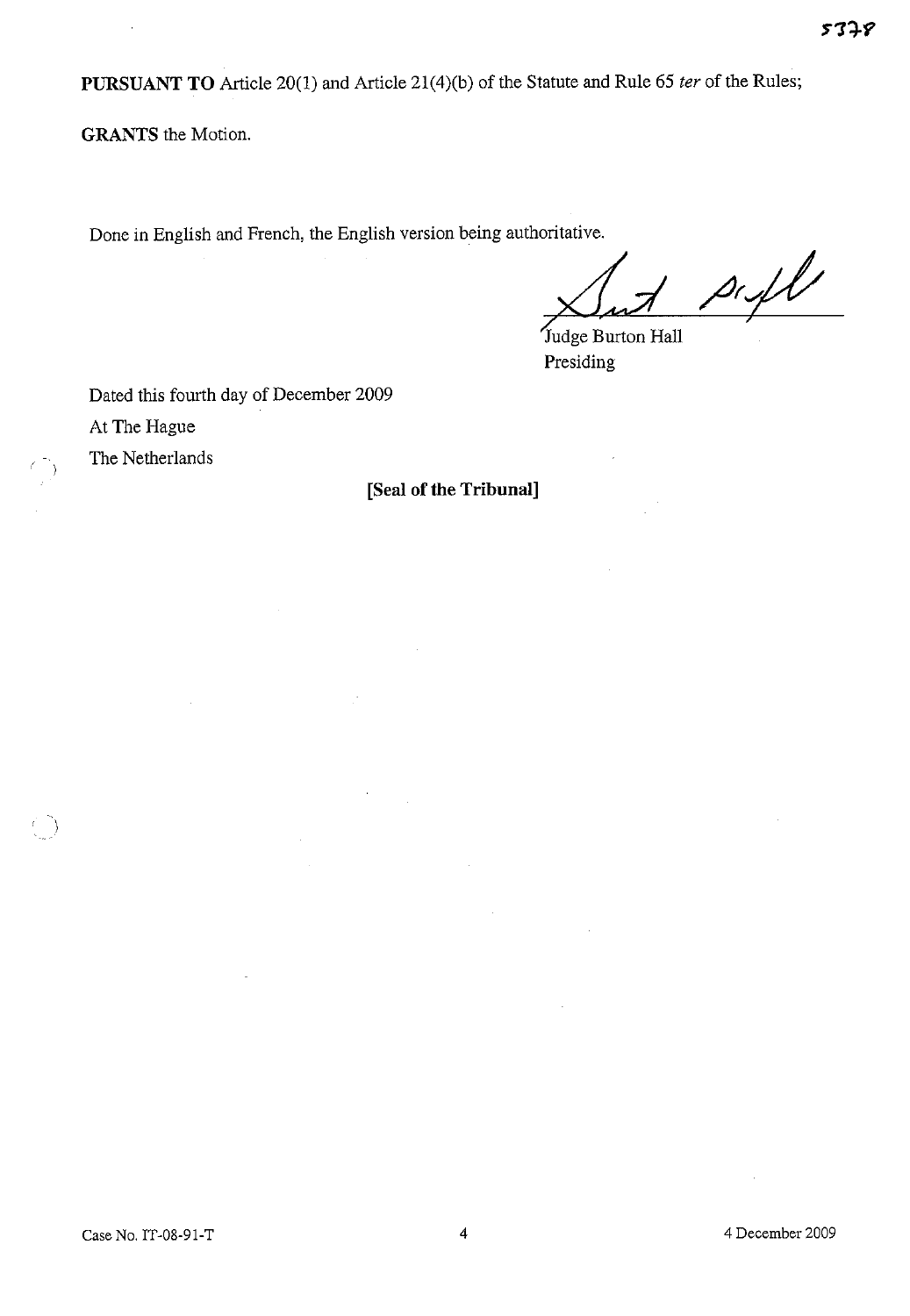**PURSUANT TO** Article 20(1) and Article 21(4)(b) of the Statute and Rule 65 *ter* of the Rules;

**GRANTS** the Motion.

Done in English and French, the English version being authoritative.

Judge Burton Hall
Presiding

Dated this fourth day of December 2009
At The Hague
The Netherlands

**[Seal of the Tribunal]**